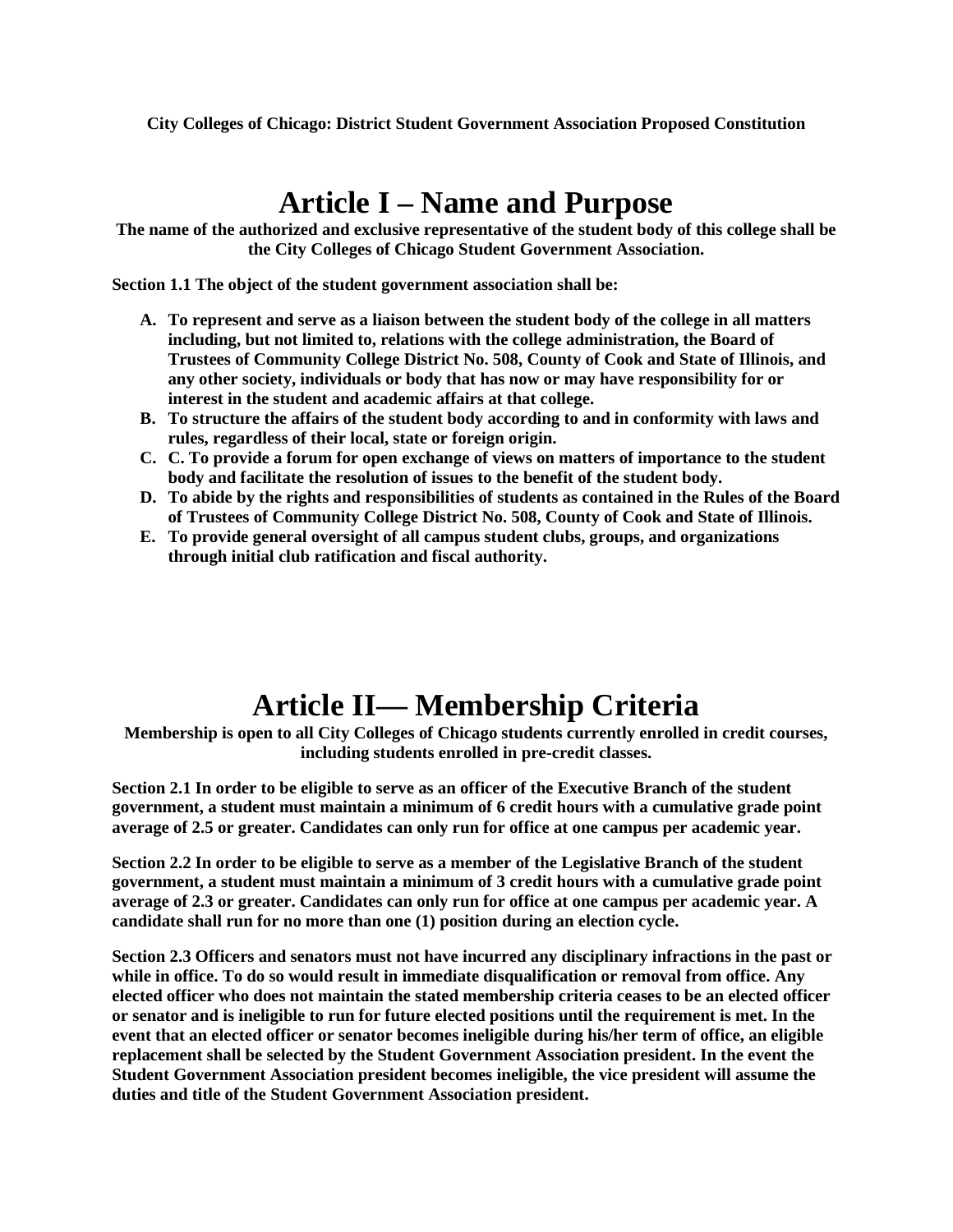**City Colleges of Chicago: District Student Government Association Proposed Constitution**

# Article I – Name and Purpose

**The name of the authorized and exclusive representative of the student body of this college shall be the City Colleges of Chicago Student Government Association.**

**Section 1.1 The object of the student government association shall be:**

A. **To represent and serve as a liaison between the student body of the college in all matters including, but not limited to, relations with the college administration, the Board of Trustees of Community College District No. 508, County of Cook and State of Illinois, and any other society, individuals or body that has now or may have responsibility for or interest in the student and academic affairs at that college.**
B. **To structure the affairs of the student body according to and in conformity with laws and rules, regardless of their local, state or foreign origin.**
C. **C. To provide a forum for open exchange of views on matters of importance to the student body and facilitate the resolution of issues to the benefit of the student body.**
D. **To abide by the rights and responsibilities of students as contained in the Rules of the Board of Trustees of Community College District No. 508, County of Cook and State of Illinois.**
E. **To provide general oversight of all campus student clubs, groups, and organizations through initial club ratification and fiscal authority.**

# Article II— Membership Criteria

**Membership is open to all City Colleges of Chicago students currently enrolled in credit courses, including students enrolled in pre-credit classes.**

**Section 2.1 In order to be eligible to serve as an officer of the Executive Branch of the student government, a student must maintain a minimum of 6 credit hours with a cumulative grade point average of 2.5 or greater. Candidates can only run for office at one campus per academic year.**

**Section 2.2 In order to be eligible to serve as a member of the Legislative Branch of the student government, a student must maintain a minimum of 3 credit hours with a cumulative grade point average of 2.3 or greater. Candidates can only run for office at one campus per academic year. A candidate shall run for no more than one (1) position during an election cycle.**

**Section 2.3 Officers and senators must not have incurred any disciplinary infractions in the past or while in office. To do so would result in immediate disqualification or removal from office. Any elected officer who does not maintain the stated membership criteria ceases to be an elected officer or senator and is ineligible to run for future elected positions until the requirement is met. In the event that an elected officer or senator becomes ineligible during his/her term of office, an eligible replacement shall be selected by the Student Government Association president. In the event the Student Government Association president becomes ineligible, the vice president will assume the duties and title of the Student Government Association president.**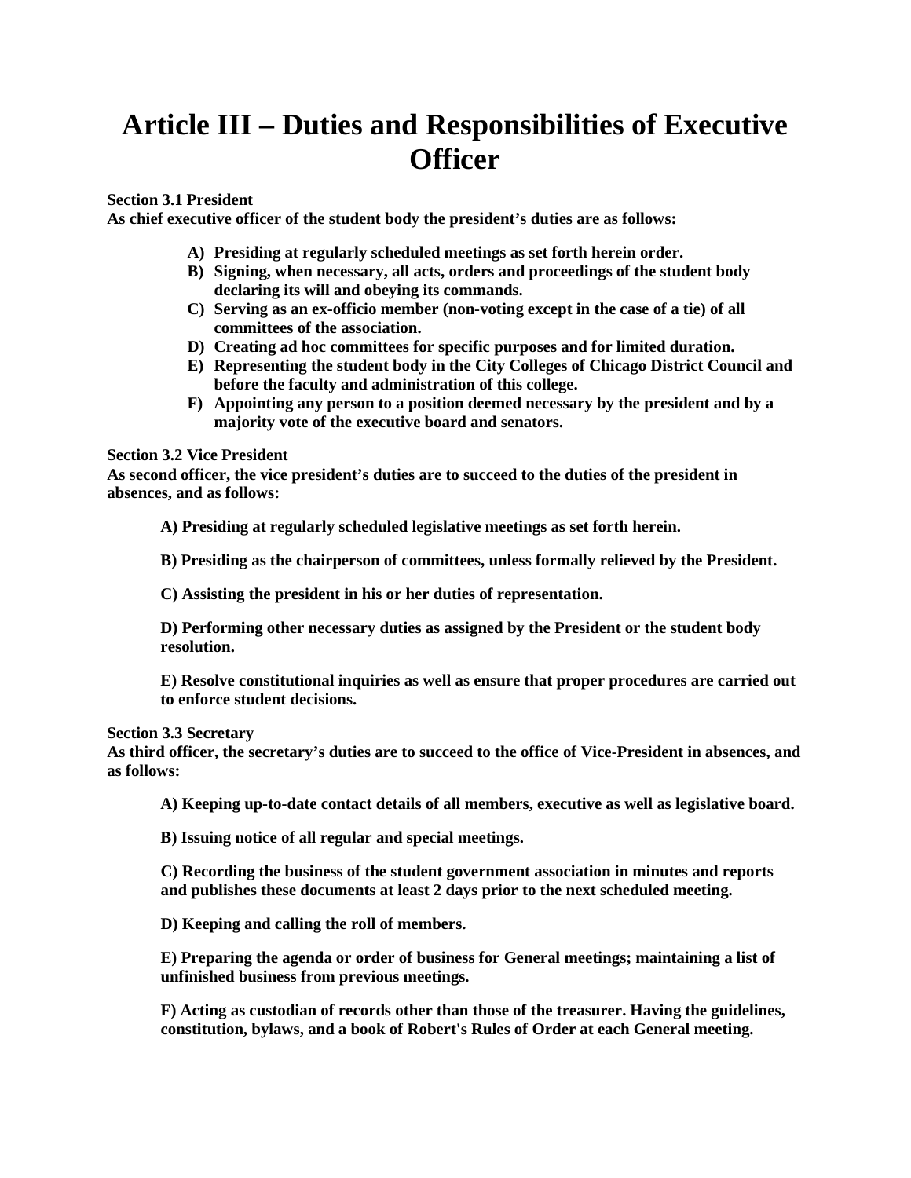# Article III – Duties and Responsibilities of Executive Officer

**Section 3.1 President**
**As chief executive officer of the student body the president's duties are as follows:**

- **A) Presiding at regularly scheduled meetings as set forth herein order.**
- **B) Signing, when necessary, all acts, orders and proceedings of the student body declaring its will and obeying its commands.**
- **C) Serving as an ex-officio member (non-voting except in the case of a tie) of all committees of the association.**
- **D) Creating ad hoc committees for specific purposes and for limited duration.**
- **E) Representing the student body in the City Colleges of Chicago District Council and before the faculty and administration of this college.**
- **F) Appointing any person to a position deemed necessary by the president and by a majority vote of the executive board and senators.**

**Section 3.2 Vice President**
**As second officer, the vice president's duties are to succeed to the duties of the president in absences, and as follows:**

**A) Presiding at regularly scheduled legislative meetings as set forth herein.**

**B) Presiding as the chairperson of committees, unless formally relieved by the President.**

**C) Assisting the president in his or her duties of representation.**

**D) Performing other necessary duties as assigned by the President or the student body resolution.**

**E) Resolve constitutional inquiries as well as ensure that proper procedures are carried out to enforce student decisions.**

**Section 3.3 Secretary**
**As third officer, the secretary's duties are to succeed to the office of Vice-President in absences, and as follows:**

**A) Keeping up-to-date contact details of all members, executive as well as legislative board.**

**B) Issuing notice of all regular and special meetings.**

**C) Recording the business of the student government association in minutes and reports and publishes these documents at least 2 days prior to the next scheduled meeting.**

**D) Keeping and calling the roll of members.**

**E) Preparing the agenda or order of business for General meetings; maintaining a list of unfinished business from previous meetings.**

**F) Acting as custodian of records other than those of the treasurer. Having the guidelines, constitution, bylaws, and a book of Robert's Rules of Order at each General meeting.**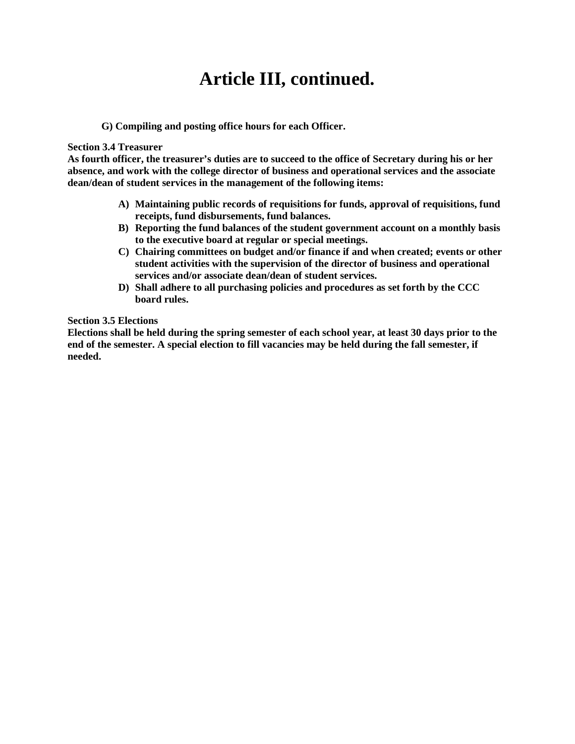# Article III, continued.

**G) Compiling and posting office hours for each Officer.**

**Section 3.4 Treasurer**
**As fourth officer, the treasurer's duties are to succeed to the office of Secretary during his or her absence, and work with the college director of business and operational services and the associate dean/dean of student services in the management of the following items:**

- **A) Maintaining public records of requisitions for funds, approval of requisitions, fund receipts, fund disbursements, fund balances.**
- **B) Reporting the fund balances of the student government account on a monthly basis to the executive board at regular or special meetings.**
- **C) Chairing committees on budget and/or finance if and when created; events or other student activities with the supervision of the director of business and operational services and/or associate dean/dean of student services.**
- **D) Shall adhere to all purchasing policies and procedures as set forth by the CCC board rules.**

**Section 3.5 Elections**
**Elections shall be held during the spring semester of each school year, at least 30 days prior to the end of the semester. A special election to fill vacancies may be held during the fall semester, if needed.**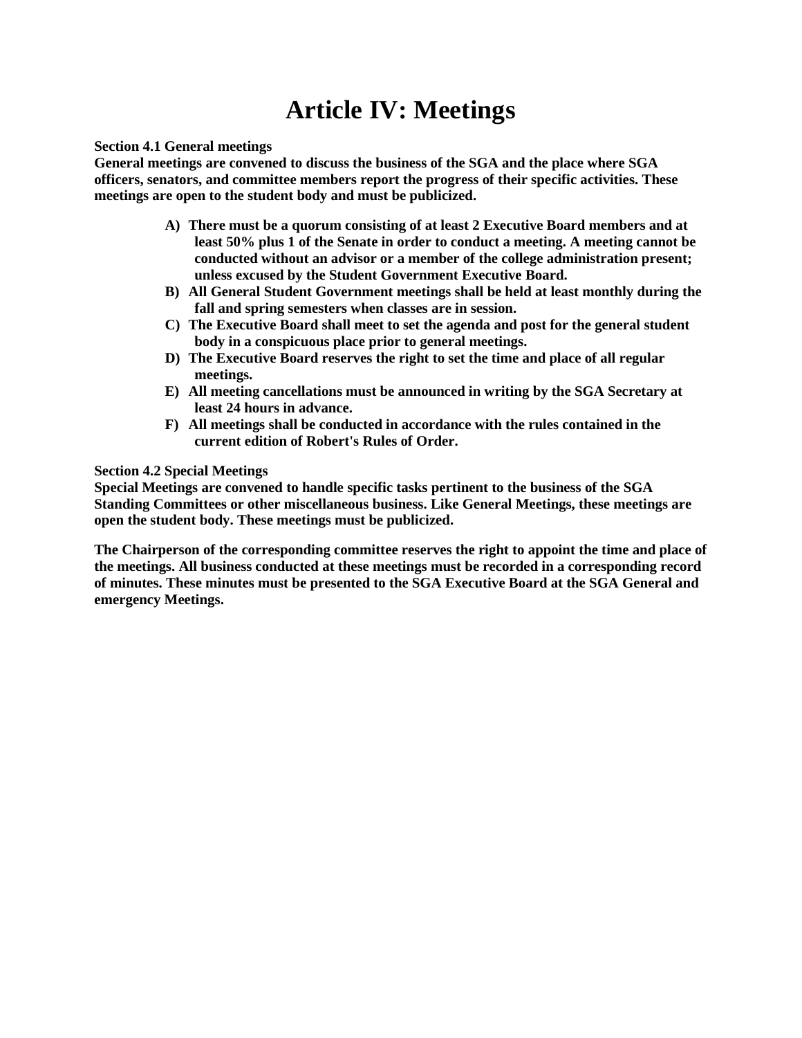# Article IV: Meetings

**Section 4.1 General meetings**
**General meetings are convened to discuss the business of the SGA and the place where SGA officers, senators, and committee members report the progress of their specific activities. These meetings are open to the student body and must be publicized.**

- **A) There must be a quorum consisting of at least 2 Executive Board members and at least 50% plus 1 of the Senate in order to conduct a meeting. A meeting cannot be conducted without an advisor or a member of the college administration present; unless excused by the Student Government Executive Board.**
- **B) All General Student Government meetings shall be held at least monthly during the fall and spring semesters when classes are in session.**
- **C) The Executive Board shall meet to set the agenda and post for the general student body in a conspicuous place prior to general meetings.**
- **D) The Executive Board reserves the right to set the time and place of all regular meetings.**
- **E) All meeting cancellations must be announced in writing by the SGA Secretary at least 24 hours in advance.**
- **F) All meetings shall be conducted in accordance with the rules contained in the current edition of Robert's Rules of Order.**

**Section 4.2 Special Meetings**
**Special Meetings are convened to handle specific tasks pertinent to the business of the SGA Standing Committees or other miscellaneous business. Like General Meetings, these meetings are open the student body. These meetings must be publicized.**

**The Chairperson of the corresponding committee reserves the right to appoint the time and place of the meetings. All business conducted at these meetings must be recorded in a corresponding record of minutes. These minutes must be presented to the SGA Executive Board at the SGA General and emergency Meetings.**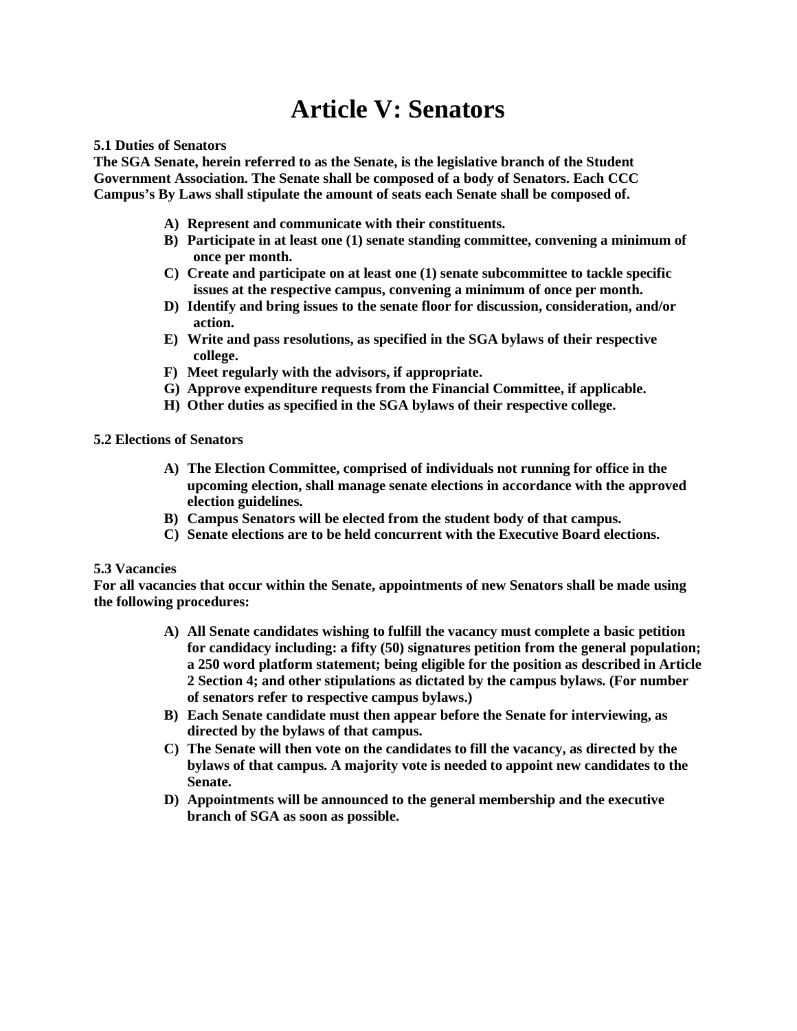# Article V: Senators

**5.1 Duties of Senators**

**The SGA Senate, herein referred to as the Senate, is the legislative branch of the Student Government Association. The Senate shall be composed of a body of Senators. Each CCC Campus's By Laws shall stipulate the amount of seats each Senate shall be composed of.**

- **A) Represent and communicate with their constituents.**
- **B) Participate in at least one (1) senate standing committee, convening a minimum of once per month.**
- **C) Create and participate on at least one (1) senate subcommittee to tackle specific issues at the respective campus, convening a minimum of once per month.**
- **D) Identify and bring issues to the senate floor for discussion, consideration, and/or action.**
- **E) Write and pass resolutions, as specified in the SGA bylaws of their respective college.**
- **F) Meet regularly with the advisors, if appropriate.**
- **G) Approve expenditure requests from the Financial Committee, if applicable.**
- **H) Other duties as specified in the SGA bylaws of their respective college.**

**5.2 Elections of Senators**

- **A) The Election Committee, comprised of individuals not running for office in the upcoming election, shall manage senate elections in accordance with the approved election guidelines.**
- **B) Campus Senators will be elected from the student body of that campus.**
- **C) Senate elections are to be held concurrent with the Executive Board elections.**

**5.3 Vacancies**

**For all vacancies that occur within the Senate, appointments of new Senators shall be made using the following procedures:**

- **A) All Senate candidates wishing to fulfill the vacancy must complete a basic petition for candidacy including: a fifty (50) signatures petition from the general population; a 250 word platform statement; being eligible for the position as described in Article 2 Section 4; and other stipulations as dictated by the campus bylaws. (For number of senators refer to respective campus bylaws.)**
- **B) Each Senate candidate must then appear before the Senate for interviewing, as directed by the bylaws of that campus.**
- **C) The Senate will then vote on the candidates to fill the vacancy, as directed by the bylaws of that campus. A majority vote is needed to appoint new candidates to the Senate.**
- **D) Appointments will be announced to the general membership and the executive branch of SGA as soon as possible.**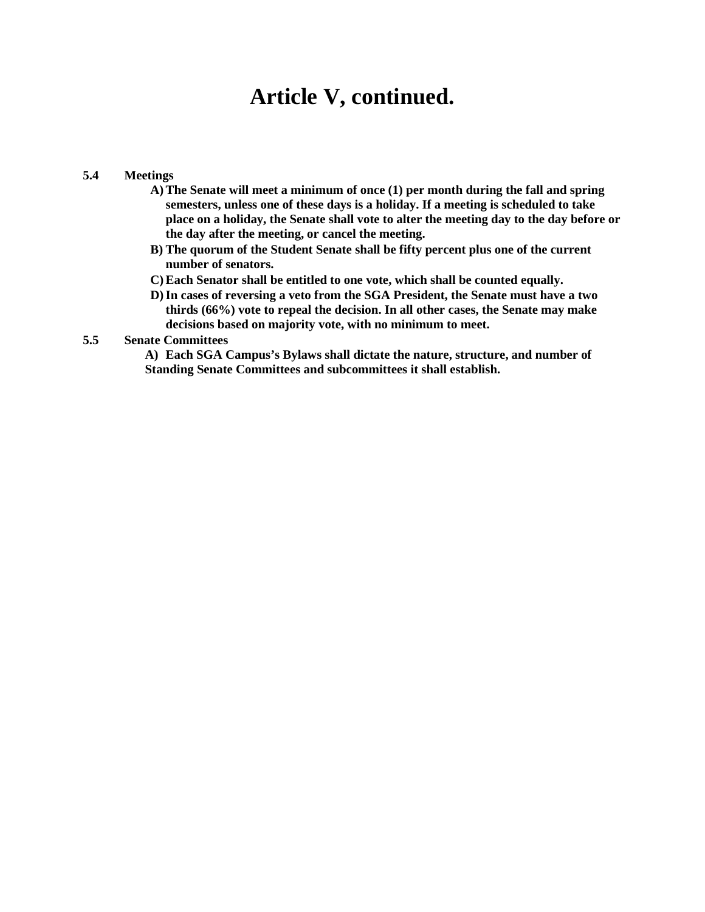# Article V, continued.

**5.4 Meetings**

- **A) The Senate will meet a minimum of once (1) per month during the fall and spring semesters, unless one of these days is a holiday. If a meeting is scheduled to take place on a holiday, the Senate shall vote to alter the meeting day to the day before or the day after the meeting, or cancel the meeting.**
- **B) The quorum of the Student Senate shall be fifty percent plus one of the current number of senators.**
- **C) Each Senator shall be entitled to one vote, which shall be counted equally.**
- **D) In cases of reversing a veto from the SGA President, the Senate must have a two thirds (66%) vote to repeal the decision. In all other cases, the Senate may make decisions based on majority vote, with no minimum to meet.**

**5.5 Senate Committees**

- **A) Each SGA Campus's Bylaws shall dictate the nature, structure, and number of Standing Senate Committees and subcommittees it shall establish.**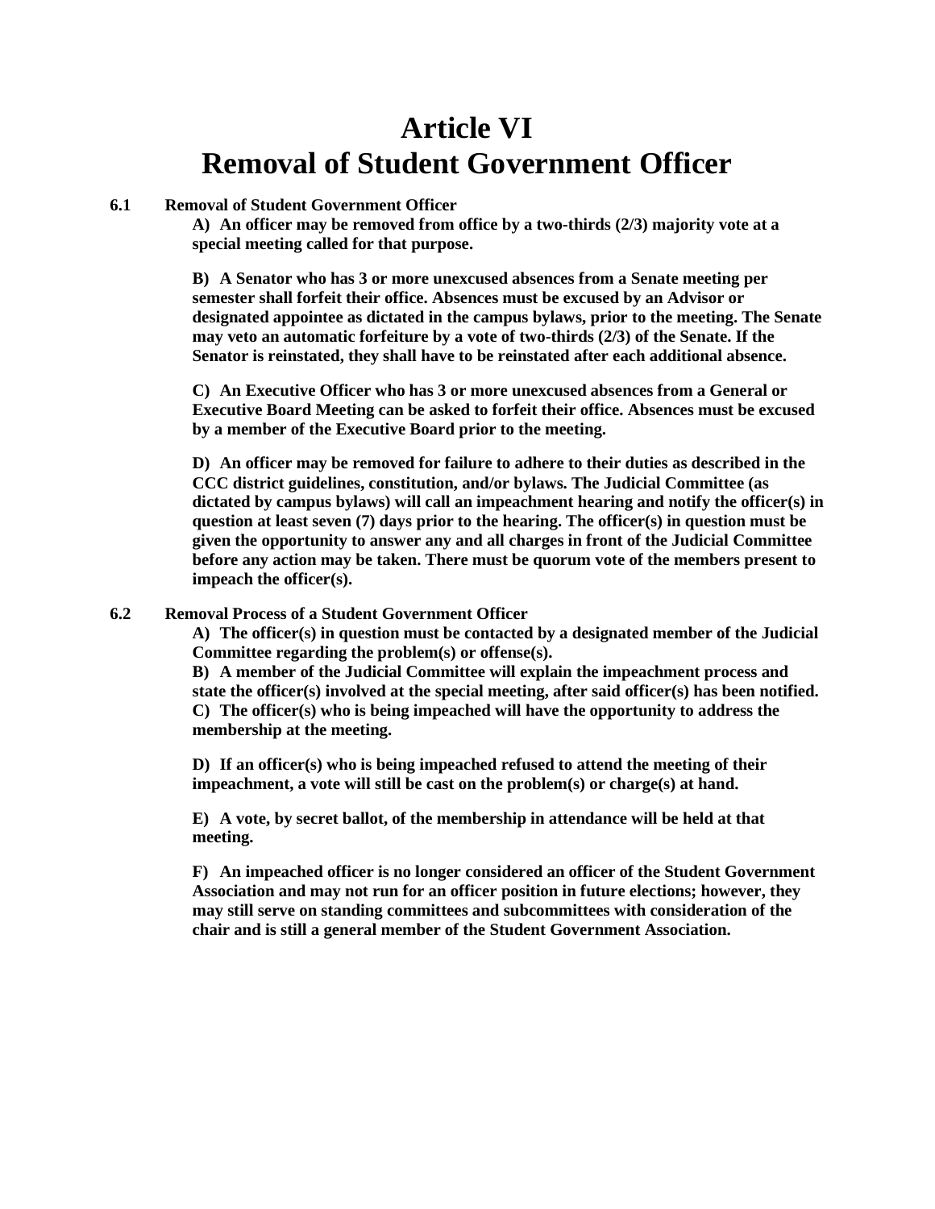# Article VI
# Removal of Student Government Officer

**6.1 Removal of Student Government Officer**

**A) An officer may be removed from office by a two-thirds (2/3) majority vote at a special meeting called for that purpose.**

**B) A Senator who has 3 or more unexcused absences from a Senate meeting per semester shall forfeit their office. Absences must be excused by an Advisor or designated appointee as dictated in the campus bylaws, prior to the meeting. The Senate may veto an automatic forfeiture by a vote of two-thirds (2/3) of the Senate. If the Senator is reinstated, they shall have to be reinstated after each additional absence.**

**C) An Executive Officer who has 3 or more unexcused absences from a General or Executive Board Meeting can be asked to forfeit their office. Absences must be excused by a member of the Executive Board prior to the meeting.**

**D) An officer may be removed for failure to adhere to their duties as described in the CCC district guidelines, constitution, and/or bylaws. The Judicial Committee (as dictated by campus bylaws) will call an impeachment hearing and notify the officer(s) in question at least seven (7) days prior to the hearing. The officer(s) in question must be given the opportunity to answer any and all charges in front of the Judicial Committee before any action may be taken. There must be quorum vote of the members present to impeach the officer(s).**

**6.2 Removal Process of a Student Government Officer**

**A) The officer(s) in question must be contacted by a designated member of the Judicial Committee regarding the problem(s) or offense(s).**
**B) A member of the Judicial Committee will explain the impeachment process and state the officer(s) involved at the special meeting, after said officer(s) has been notified.**
**C) The officer(s) who is being impeached will have the opportunity to address the membership at the meeting.**

**D) If an officer(s) who is being impeached refused to attend the meeting of their impeachment, a vote will still be cast on the problem(s) or charge(s) at hand.**

**E) A vote, by secret ballot, of the membership in attendance will be held at that meeting.**

**F) An impeached officer is no longer considered an officer of the Student Government Association and may not run for an officer position in future elections; however, they may still serve on standing committees and subcommittees with consideration of the chair and is still a general member of the Student Government Association.**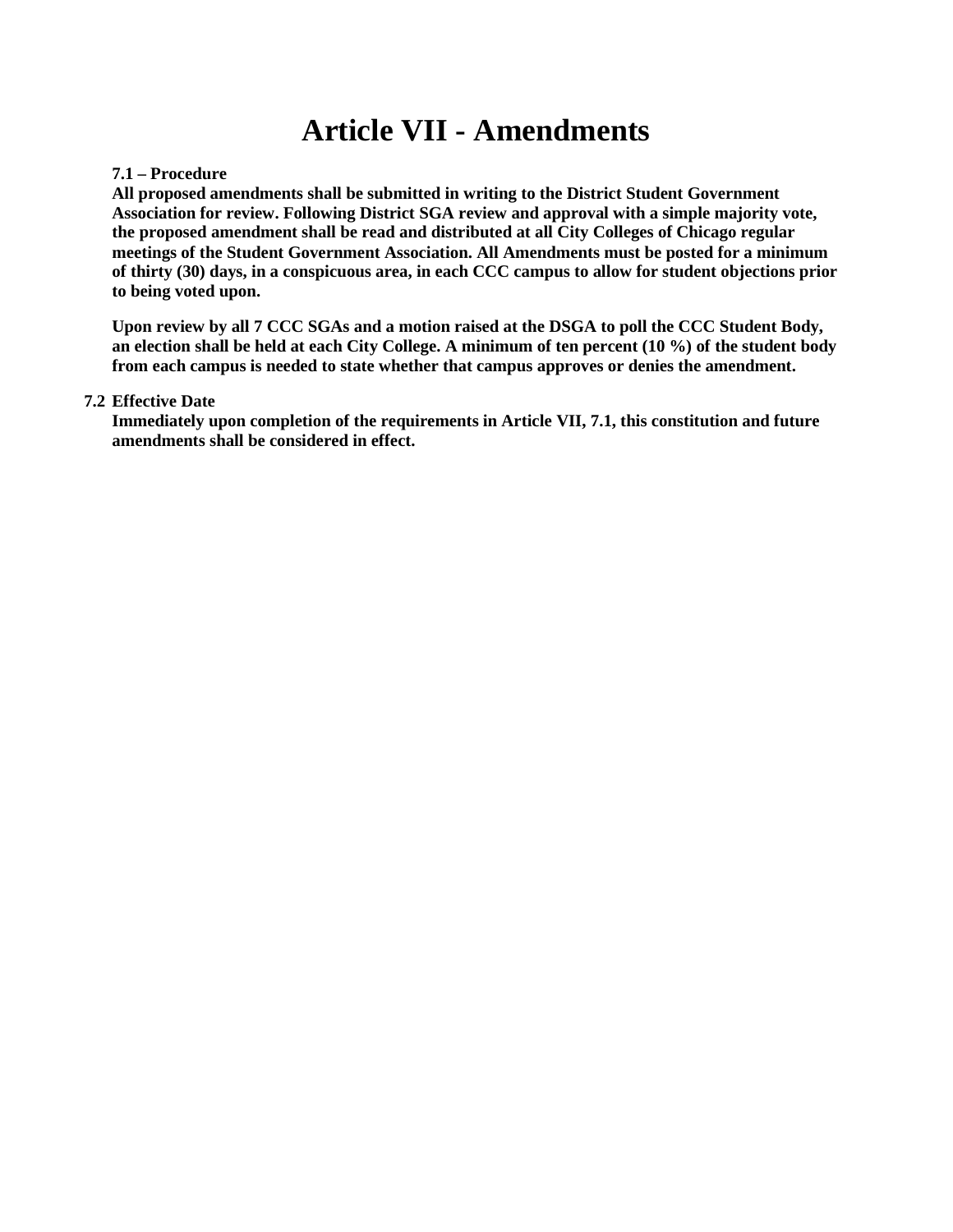# Article VII - Amendments

**7.1 – Procedure**
**All proposed amendments shall be submitted in writing to the District Student Government Association for review. Following District SGA review and approval with a simple majority vote, the proposed amendment shall be read and distributed at all City Colleges of Chicago regular meetings of the Student Government Association. All Amendments must be posted for a minimum of thirty (30) days, in a conspicuous area, in each CCC campus to allow for student objections prior to being voted upon.**

**Upon review by all 7 CCC SGAs and a motion raised at the DSGA to poll the CCC Student Body, an election shall be held at each City College. A minimum of ten percent (10 %) of the student body from each campus is needed to state whether that campus approves or denies the amendment.**

**7.2 Effective Date**
**Immediately upon completion of the requirements in Article VII, 7.1, this constitution and future amendments shall be considered in effect.**